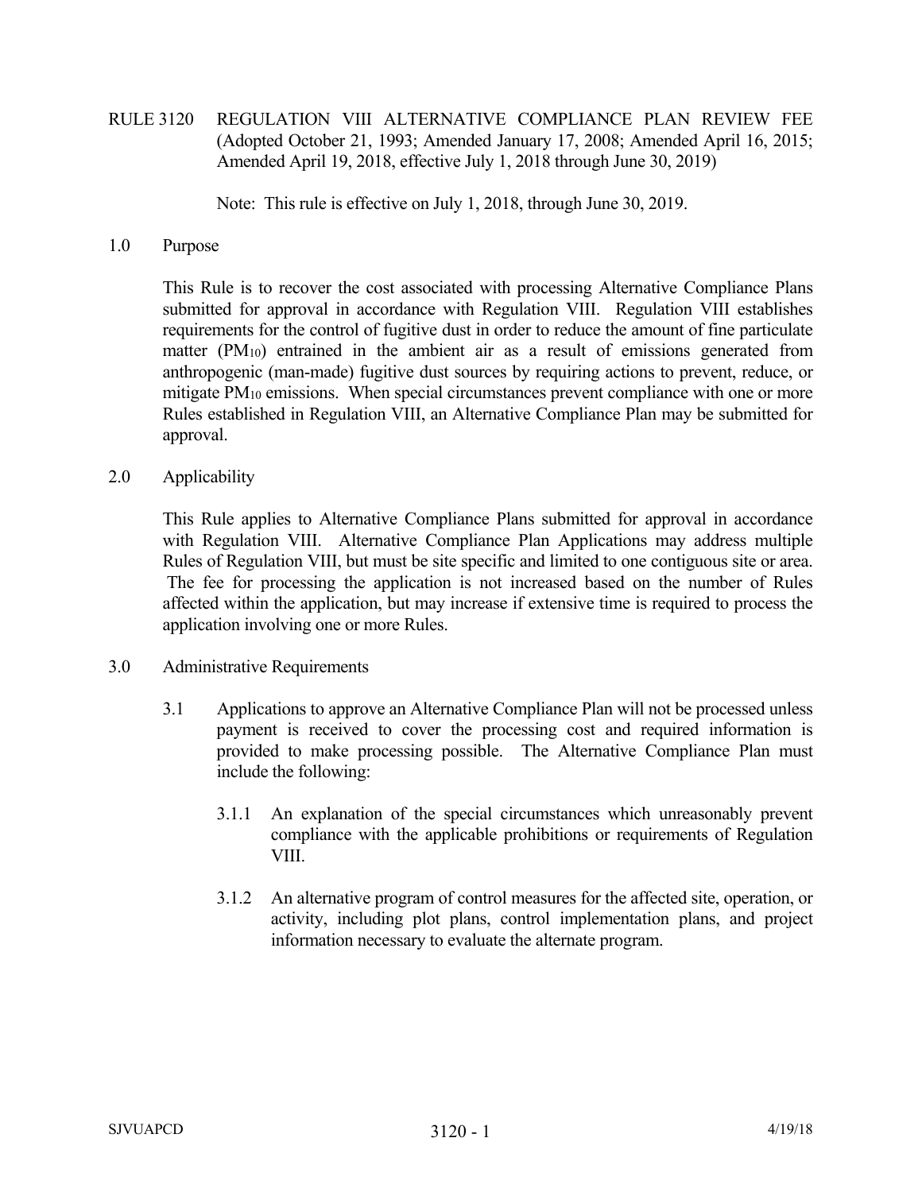# RULE 3120 REGULATION VIII ALTERNATIVE COMPLIANCE PLAN REVIEW FEE

(Adopted October 21, 1993; Amended January 17, 2008; Amended April 16, 2015; Amended April 19, 2018, effective July 1, 2018 through June 30, 2019)

Note: This rule is effective on July 1, 2018, through June 30, 2019.

## 1.0 Purpose

This Rule is to recover the cost associated with processing Alternative Compliance Plans submitted for approval in accordance with Regulation VIII. Regulation VIII establishes requirements for the control of fugitive dust in order to reduce the amount of fine particulate matter ($PM_{10}$) entrained in the ambient air as a result of emissions generated from anthropogenic (man-made) fugitive dust sources by requiring actions to prevent, reduce, or mitigate $PM_{10}$ emissions. When special circumstances prevent compliance with one or more Rules established in Regulation VIII, an Alternative Compliance Plan may be submitted for approval.

## 2.0 Applicability

This Rule applies to Alternative Compliance Plans submitted for approval in accordance with Regulation VIII. Alternative Compliance Plan Applications may address multiple Rules of Regulation VIII, but must be site specific and limited to one contiguous site or area. The fee for processing the application is not increased based on the number of Rules affected within the application, but may increase if extensive time is required to process the application involving one or more Rules.

## 3.0 Administrative Requirements

3.1 Applications to approve an Alternative Compliance Plan will not be processed unless payment is received to cover the processing cost and required information is provided to make processing possible. The Alternative Compliance Plan must include the following:

3.1.1 An explanation of the special circumstances which unreasonably prevent compliance with the applicable prohibitions or requirements of Regulation VIII.

3.1.2 An alternative program of control measures for the affected site, operation, or activity, including plot plans, control implementation plans, and project information necessary to evaluate the alternate program.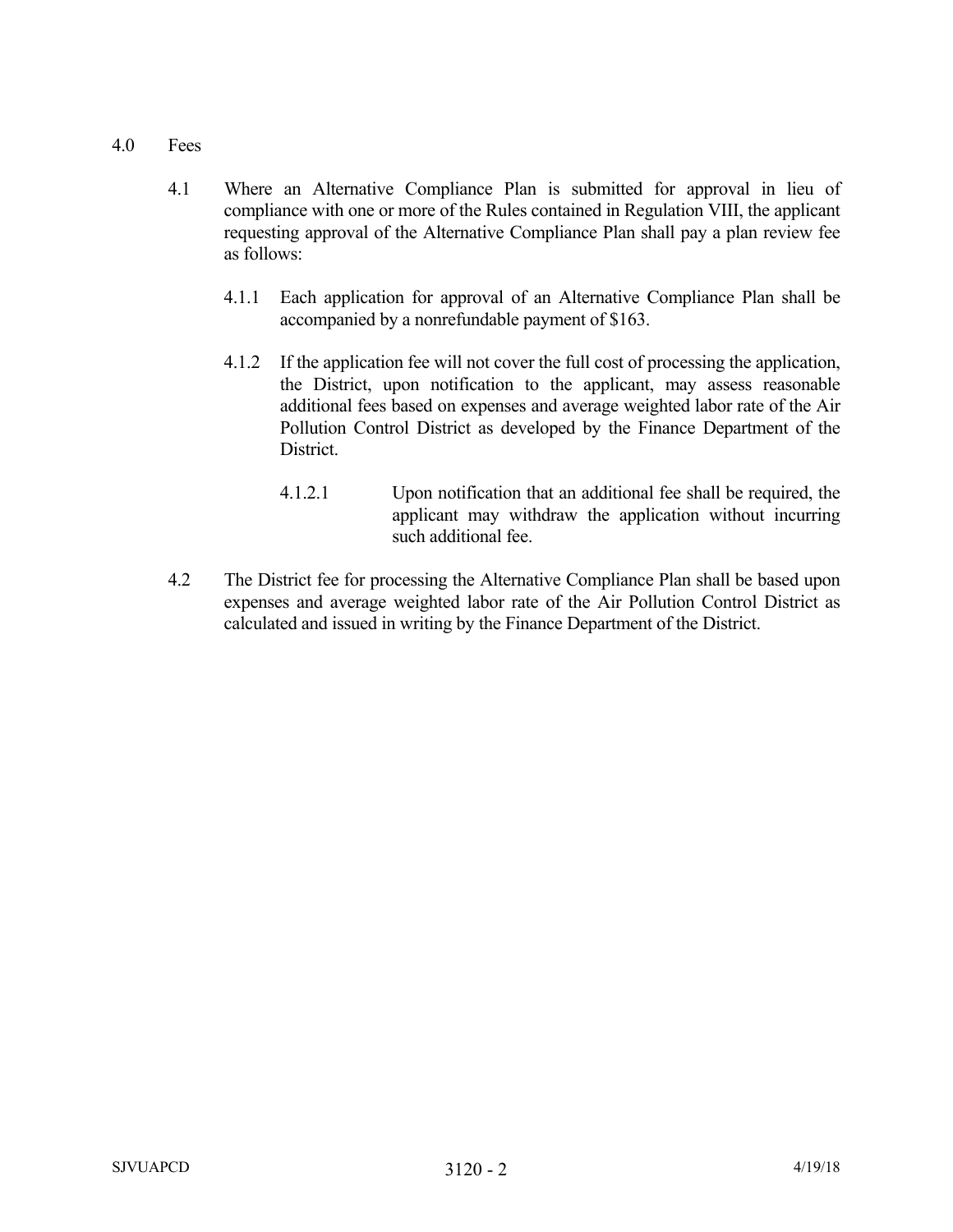## 4.0 Fees

4.1 Where an Alternative Compliance Plan is submitted for approval in lieu of compliance with one or more of the Rules contained in Regulation VIII, the applicant requesting approval of the Alternative Compliance Plan shall pay a plan review fee as follows:

4.1.1 Each application for approval of an Alternative Compliance Plan shall be accompanied by a nonrefundable payment of $163.

4.1.2 If the application fee will not cover the full cost of processing the application, the District, upon notification to the applicant, may assess reasonable additional fees based on expenses and average weighted labor rate of the Air Pollution Control District as developed by the Finance Department of the District.

4.1.2.1 Upon notification that an additional fee shall be required, the applicant may withdraw the application without incurring such additional fee.

4.2 The District fee for processing the Alternative Compliance Plan shall be based upon expenses and average weighted labor rate of the Air Pollution Control District as calculated and issued in writing by the Finance Department of the District.